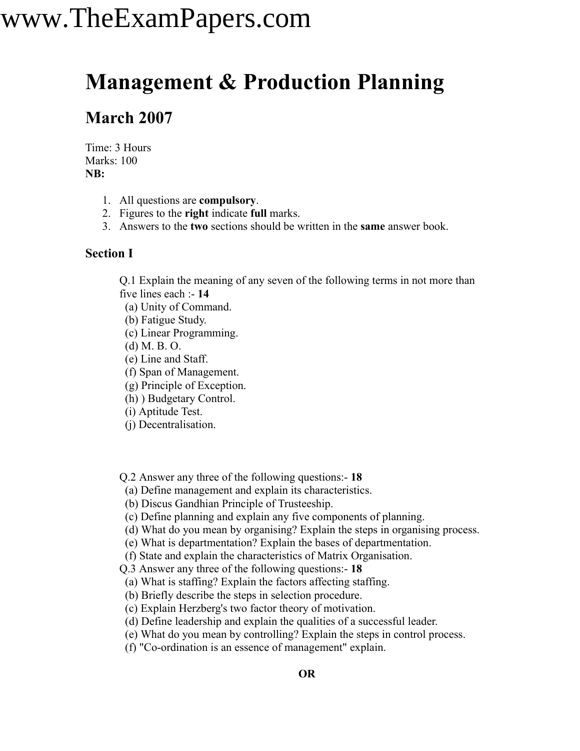# Management & Production Planning

## March 2007

Time: 3 Hours
Marks: 100
**NB:**

1. All questions are **compulsory**.
2. Figures to the **right** indicate **full** marks.
3. Answers to the **two** sections should be written in the **same** answer book.

### Section I

Q.1 Explain the meaning of any seven of the following terms in not more than five lines each :- **14**
(a) Unity of Command.
(b) Fatigue Study.
(c) Linear Programming.
(d) M. B. O.
(e) Line and Staff.
(f) Span of Management.
(g) Principle of Exception.
(h) ) Budgetary Control.
(i) Aptitude Test.
(j) Decentralisation.

Q.2 Answer any three of the following questions:- **18**
(a) Define management and explain its characteristics.
(b) Discus Gandhian Principle of Trusteeship.
(c) Define planning and explain any five components of planning.
(d) What do you mean by organising? Explain the steps in organising process.
(e) What is departmentation? Explain the bases of departmentation.
(f) State and explain the characteristics of Matrix Organisation.

Q.3 Answer any three of the following questions:- **18**
(a) What is staffing? Explain the factors affecting staffing.
(b) Briefly describe the steps in selection procedure.
(c) Explain Herzberg's two factor theory of motivation.
(d) Define leadership and explain the qualities of a successful leader.
(e) What do you mean by controlling? Explain the steps in control process.
(f) "Co-ordination is an essence of management" explain.

**OR**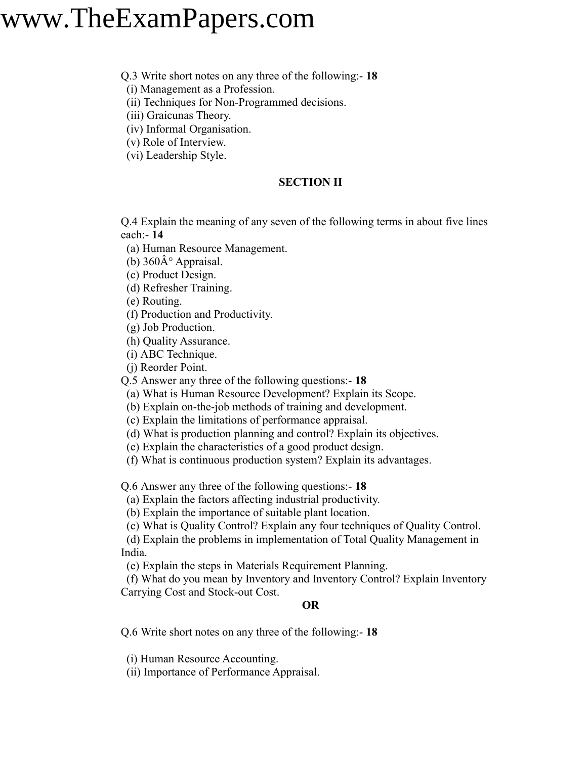Q.3 Write short notes on any three of the following:- **18**

(i) Management as a Profession.
(ii) Techniques for Non-Programmed decisions.
(iii) Graicunas Theory.
(iv) Informal Organisation.
(v) Role of Interview.
(vi) Leadership Style.

## SECTION II

Q.4 Explain the meaning of any seven of the following terms in about five lines each:- **14**

(a) Human Resource Management.
(b) 360Â° Appraisal.
(c) Product Design.
(d) Refresher Training.
(e) Routing.
(f) Production and Productivity.
(g) Job Production.
(h) Quality Assurance.
(i) ABC Technique.
(j) Reorder Point.

Q.5 Answer any three of the following questions:- **18**

(a) What is Human Resource Development? Explain its Scope.
(b) Explain on-the-job methods of training and development.
(c) Explain the limitations of performance appraisal.
(d) What is production planning and control? Explain its objectives.
(e) Explain the characteristics of a good product design.
(f) What is continuous production system? Explain its advantages.

Q.6 Answer any three of the following questions:- **18**

(a) Explain the factors affecting industrial productivity.
(b) Explain the importance of suitable plant location.
(c) What is Quality Control? Explain any four techniques of Quality Control.
(d) Explain the problems in implementation of Total Quality Management in India.
(e) Explain the steps in Materials Requirement Planning.
(f) What do you mean by Inventory and Inventory Control? Explain Inventory Carrying Cost and Stock-out Cost.

**OR**

Q.6 Write short notes on any three of the following:- **18**

(i) Human Resource Accounting.
(ii) Importance of Performance Appraisal.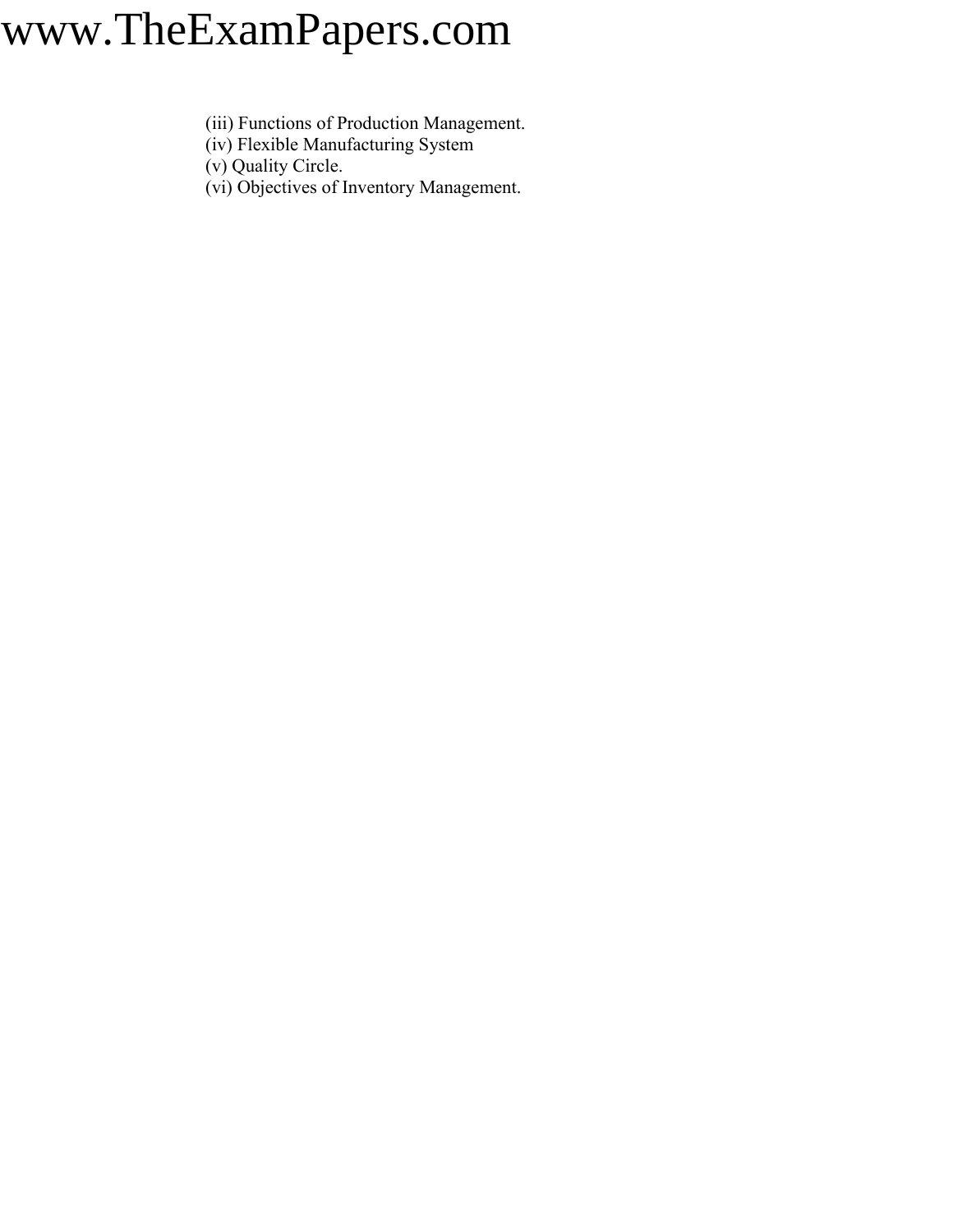(iii) Functions of Production Management.
(iv) Flexible Manufacturing System
(v) Quality Circle.
(vi) Objectives of Inventory Management.